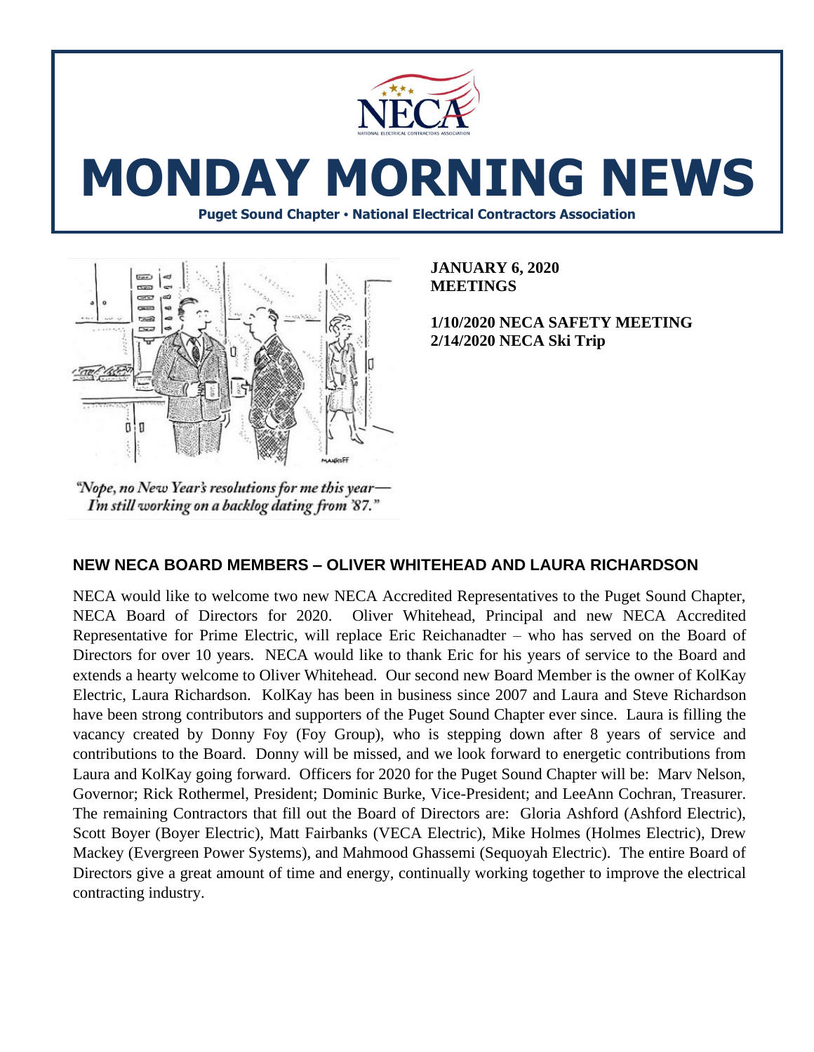# MONDAY MORNING NEWS

**Puget Sound Chapter • National Electrical Contractors Association**

"Nope, no New Year's resolutions for me this year— I'm still working on a backlog dating from '87."

**JANUARY 6, 2020**
**MEETINGS**

**1/10/2020 NECA SAFETY MEETING**
**2/14/2020 NECA Ski Trip**

## NEW NECA BOARD MEMBERS – OLIVER WHITEHEAD AND LAURA RICHARDSON

NECA would like to welcome two new NECA Accredited Representatives to the Puget Sound Chapter, NECA Board of Directors for 2020. Oliver Whitehead, Principal and new NECA Accredited Representative for Prime Electric, will replace Eric Reichanadter – who has served on the Board of Directors for over 10 years. NECA would like to thank Eric for his years of service to the Board and extends a hearty welcome to Oliver Whitehead. Our second new Board Member is the owner of KolKay Electric, Laura Richardson. KolKay has been in business since 2007 and Laura and Steve Richardson have been strong contributors and supporters of the Puget Sound Chapter ever since. Laura is filling the vacancy created by Donny Foy (Foy Group), who is stepping down after 8 years of service and contributions to the Board. Donny will be missed, and we look forward to energetic contributions from Laura and KolKay going forward. Officers for 2020 for the Puget Sound Chapter will be: Marv Nelson, Governor; Rick Rothermel, President; Dominic Burke, Vice-President; and LeeAnn Cochran, Treasurer. The remaining Contractors that fill out the Board of Directors are: Gloria Ashford (Ashford Electric), Scott Boyer (Boyer Electric), Matt Fairbanks (VECA Electric), Mike Holmes (Holmes Electric), Drew Mackey (Evergreen Power Systems), and Mahmood Ghassemi (Sequoyah Electric). The entire Board of Directors give a great amount of time and energy, continually working together to improve the electrical contracting industry.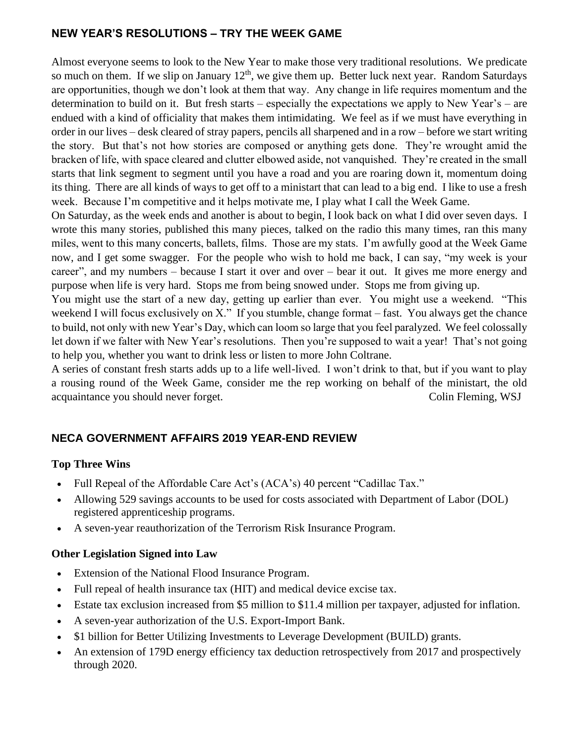## NEW YEAR'S RESOLUTIONS – TRY THE WEEK GAME

Almost everyone seems to look to the New Year to make those very traditional resolutions. We predicate so much on them. If we slip on January 12th, we give them up. Better luck next year. Random Saturdays are opportunities, though we don't look at them that way. Any change in life requires momentum and the determination to build on it. But fresh starts – especially the expectations we apply to New Year's – are endued with a kind of officiality that makes them intimidating. We feel as if we must have everything in order in our lives – desk cleared of stray papers, pencils all sharpened and in a row – before we start writing the story. But that's not how stories are composed or anything gets done. They're wrought amid the bracken of life, with space cleared and clutter elbowed aside, not vanquished. They're created in the small starts that link segment to segment until you have a road and you are roaring down it, momentum doing its thing. There are all kinds of ways to get off to a ministart that can lead to a big end. I like to use a fresh week. Because I'm competitive and it helps motivate me, I play what I call the Week Game.

On Saturday, as the week ends and another is about to begin, I look back on what I did over seven days. I wrote this many stories, published this many pieces, talked on the radio this many times, ran this many miles, went to this many concerts, ballets, films. Those are my stats. I'm awfully good at the Week Game now, and I get some swagger. For the people who wish to hold me back, I can say, "my week is your career", and my numbers – because I start it over and over – bear it out. It gives me more energy and purpose when life is very hard. Stops me from being snowed under. Stops me from giving up.

You might use the start of a new day, getting up earlier than ever. You might use a weekend. "This weekend I will focus exclusively on X." If you stumble, change format – fast. You always get the chance to build, not only with new Year's Day, which can loom so large that you feel paralyzed. We feel colossally let down if we falter with New Year's resolutions. Then you're supposed to wait a year! That's not going to help you, whether you want to drink less or listen to more John Coltrane.

A series of constant fresh starts adds up to a life well-lived. I won't drink to that, but if you want to play a rousing round of the Week Game, consider me the rep working on behalf of the ministart, the old acquaintance you should never forget. Colin Fleming, WSJ

## NECA GOVERNMENT AFFAIRS 2019 YEAR-END REVIEW

### Top Three Wins

- Full Repeal of the Affordable Care Act's (ACA's) 40 percent "Cadillac Tax."
- Allowing 529 savings accounts to be used for costs associated with Department of Labor (DOL) registered apprenticeship programs.
- A seven-year reauthorization of the Terrorism Risk Insurance Program.

### Other Legislation Signed into Law

- Extension of the National Flood Insurance Program.
- Full repeal of health insurance tax (HIT) and medical device excise tax.
- Estate tax exclusion increased from $5 million to $11.4 million per taxpayer, adjusted for inflation.
- A seven-year authorization of the U.S. Export-Import Bank.
- $1 billion for Better Utilizing Investments to Leverage Development (BUILD) grants.
- An extension of 179D energy efficiency tax deduction retrospectively from 2017 and prospectively through 2020.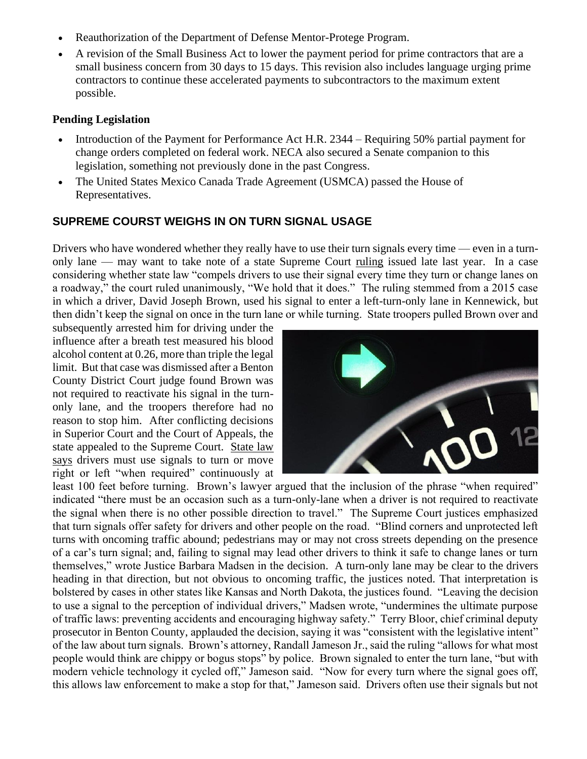- Reauthorization of the Department of Defense Mentor-Protege Program.
- A revision of the Small Business Act to lower the payment period for prime contractors that are a small business concern from 30 days to 15 days. This revision also includes language urging prime contractors to continue these accelerated payments to subcontractors to the maximum extent possible.

**Pending Legislation**

- Introduction of the Payment for Performance Act H.R. 2344 – Requiring 50% partial payment for change orders completed on federal work. NECA also secured a Senate companion to this legislation, something not previously done in the past Congress.
- The United States Mexico Canada Trade Agreement (USMCA) passed the House of Representatives.

## SUPREME COURT WEIGHS IN ON TURN SIGNAL USAGE

Drivers who have wondered whether they really have to use their turn signals every time — even in a turn-only lane — may want to take note of a state Supreme Court ruling issued late last year. In a case considering whether state law "compels drivers to use their signal every time they turn or change lanes on a roadway," the court ruled unanimously, "We hold that it does." The ruling stemmed from a 2015 case in which a driver, David Joseph Brown, used his signal to enter a left-turn-only lane in Kennewick, but then didn't keep the signal on once in the turn lane or while turning. State troopers pulled Brown over and subsequently arrested him for driving under the influence after a breath test measured his blood alcohol content at 0.26, more than triple the legal limit. But that case was dismissed after a Benton County District Court judge found Brown was not required to reactivate his signal in the turn-only lane, and the troopers therefore had no reason to stop him. After conflicting decisions in Superior Court and the Court of Appeals, the state appealed to the Supreme Court. State law says drivers must use signals to turn or move right or left "when required" continuously at least 100 feet before turning. Brown's lawyer argued that the inclusion of the phrase "when required" indicated "there must be an occasion such as a turn-only-lane when a driver is not required to reactivate the signal when there is no other possible direction to travel." The Supreme Court justices emphasized that turn signals offer safety for drivers and other people on the road. "Blind corners and unprotected left turns with oncoming traffic abound; pedestrians may or may not cross streets depending on the presence of a car's turn signal; and, failing to signal may lead other drivers to think it safe to change lanes or turn themselves," wrote Justice Barbara Madsen in the decision. A turn-only lane may be clear to the drivers heading in that direction, but not obvious to oncoming traffic, the justices noted. That interpretation is bolstered by cases in other states like Kansas and North Dakota, the justices found. "Leaving the decision to use a signal to the perception of individual drivers," Madsen wrote, "undermines the ultimate purpose of traffic laws: preventing accidents and encouraging highway safety." Terry Bloor, chief criminal deputy prosecutor in Benton County, applauded the decision, saying it was "consistent with the legislative intent" of the law about turn signals. Brown's attorney, Randall Jameson Jr., said the ruling "allows for what most people would think are chippy or bogus stops" by police. Brown signaled to enter the turn lane, "but with modern vehicle technology it cycled off," Jameson said. "Now for every turn where the signal goes off, this allows law enforcement to make a stop for that," Jameson said. Drivers often use their signals but not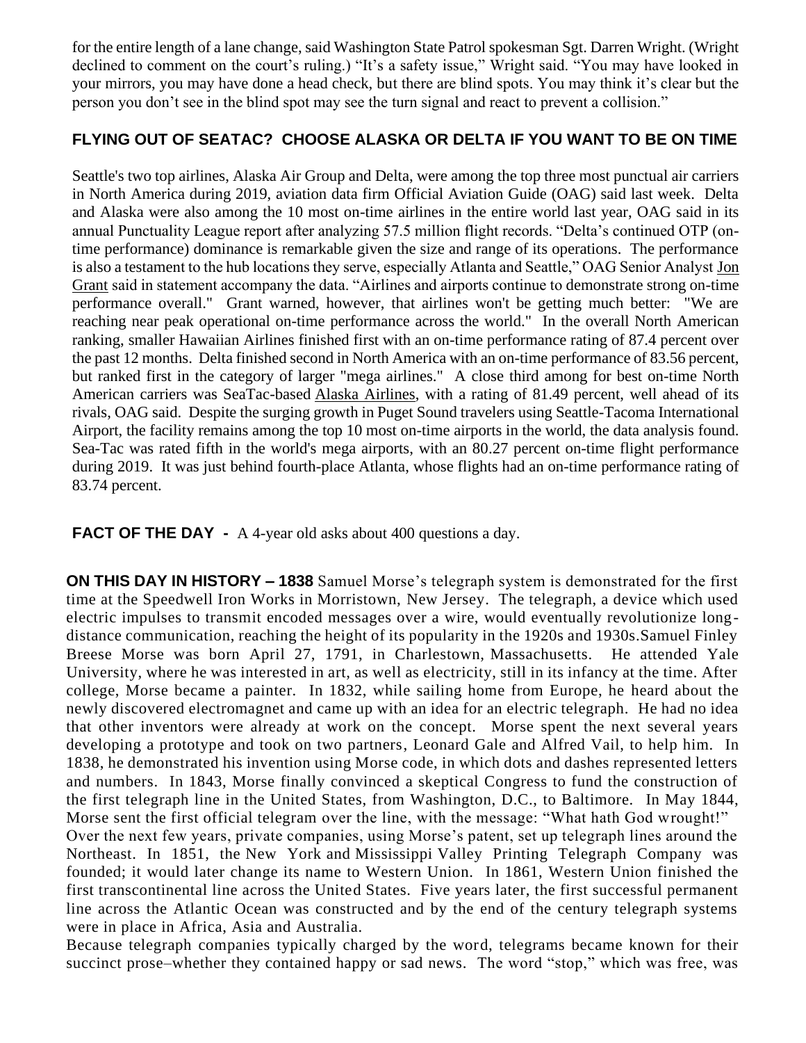for the entire length of a lane change, said Washington State Patrol spokesman Sgt. Darren Wright. (Wright declined to comment on the court's ruling.) "It's a safety issue," Wright said. "You may have looked in your mirrors, you may have done a head check, but there are blind spots. You may think it's clear but the person you don't see in the blind spot may see the turn signal and react to prevent a collision."

## FLYING OUT OF SEATAC? CHOOSE ALASKA OR DELTA IF YOU WANT TO BE ON TIME

Seattle's two top airlines, Alaska Air Group and Delta, were among the top three most punctual air carriers in North America during 2019, aviation data firm Official Aviation Guide (OAG) said last week. Delta and Alaska were also among the 10 most on-time airlines in the entire world last year, OAG said in its annual Punctuality League report after analyzing 57.5 million flight records. "Delta's continued OTP (on-time performance) dominance is remarkable given the size and range of its operations. The performance is also a testament to the hub locations they serve, especially Atlanta and Seattle," OAG Senior Analyst Jon Grant said in statement accompany the data. "Airlines and airports continue to demonstrate strong on-time performance overall." Grant warned, however, that airlines won't be getting much better: "We are reaching near peak operational on-time performance across the world." In the overall North American ranking, smaller Hawaiian Airlines finished first with an on-time performance rating of 87.4 percent over the past 12 months. Delta finished second in North America with an on-time performance of 83.56 percent, but ranked first in the category of larger "mega airlines." A close third among for best on-time North American carriers was SeaTac-based Alaska Airlines, with a rating of 81.49 percent, well ahead of its rivals, OAG said. Despite the surging growth in Puget Sound travelers using Seattle-Tacoma International Airport, the facility remains among the top 10 most on-time airports in the world, the data analysis found. Sea-Tac was rated fifth in the world's mega airports, with an 80.27 percent on-time flight performance during 2019. It was just behind fourth-place Atlanta, whose flights had an on-time performance rating of 83.74 percent.

**FACT OF THE DAY -** A 4-year old asks about 400 questions a day.

**ON THIS DAY IN HISTORY – 1838** Samuel Morse's telegraph system is demonstrated for the first time at the Speedwell Iron Works in Morristown, New Jersey. The telegraph, a device which used electric impulses to transmit encoded messages over a wire, would eventually revolutionize long-distance communication, reaching the height of its popularity in the 1920s and 1930s.Samuel Finley Breese Morse was born April 27, 1791, in Charlestown, Massachusetts. He attended Yale University, where he was interested in art, as well as electricity, still in its infancy at the time. After college, Morse became a painter. In 1832, while sailing home from Europe, he heard about the newly discovered electromagnet and came up with an idea for an electric telegraph. He had no idea that other inventors were already at work on the concept. Morse spent the next several years developing a prototype and took on two partners, Leonard Gale and Alfred Vail, to help him. In 1838, he demonstrated his invention using Morse code, in which dots and dashes represented letters and numbers. In 1843, Morse finally convinced a skeptical Congress to fund the construction of the first telegraph line in the United States, from Washington, D.C., to Baltimore. In May 1844, Morse sent the first official telegram over the line, with the message: "What hath God wrought!"
Over the next few years, private companies, using Morse's patent, set up telegraph lines around the Northeast. In 1851, the New York and Mississippi Valley Printing Telegraph Company was founded; it would later change its name to Western Union. In 1861, Western Union finished the first transcontinental line across the United States. Five years later, the first successful permanent line across the Atlantic Ocean was constructed and by the end of the century telegraph systems were in place in Africa, Asia and Australia.
Because telegraph companies typically charged by the word, telegrams became known for their succinct prose–whether they contained happy or sad news. The word "stop," which was free, was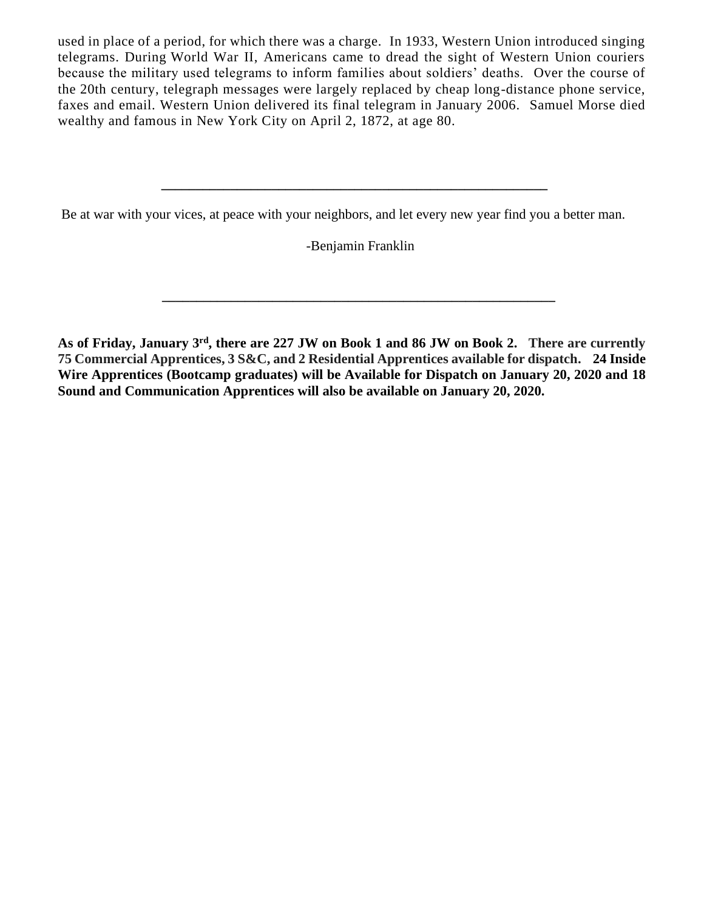used in place of a period, for which there was a charge. In 1933, Western Union introduced singing telegrams. During World War II, Americans came to dread the sight of Western Union couriers because the military used telegrams to inform families about soldiers' deaths. Over the course of the 20th century, telegraph messages were largely replaced by cheap long-distance phone service, faxes and email. Western Union delivered its final telegram in January 2006. Samuel Morse died wealthy and famous in New York City on April 2, 1872, at age 80.

---

Be at war with your vices, at peace with your neighbors, and let every new year find you a better man.

-Benjamin Franklin

---

**As of Friday, January 3rd, there are 227 JW on Book 1 and 86 JW on Book 2. There are currently 75 Commercial Apprentices, 3 S&C, and 2 Residential Apprentices available for dispatch. 24 Inside Wire Apprentices (Bootcamp graduates) will be Available for Dispatch on January 20, 2020 and 18 Sound and Communication Apprentices will also be available on January 20, 2020.**